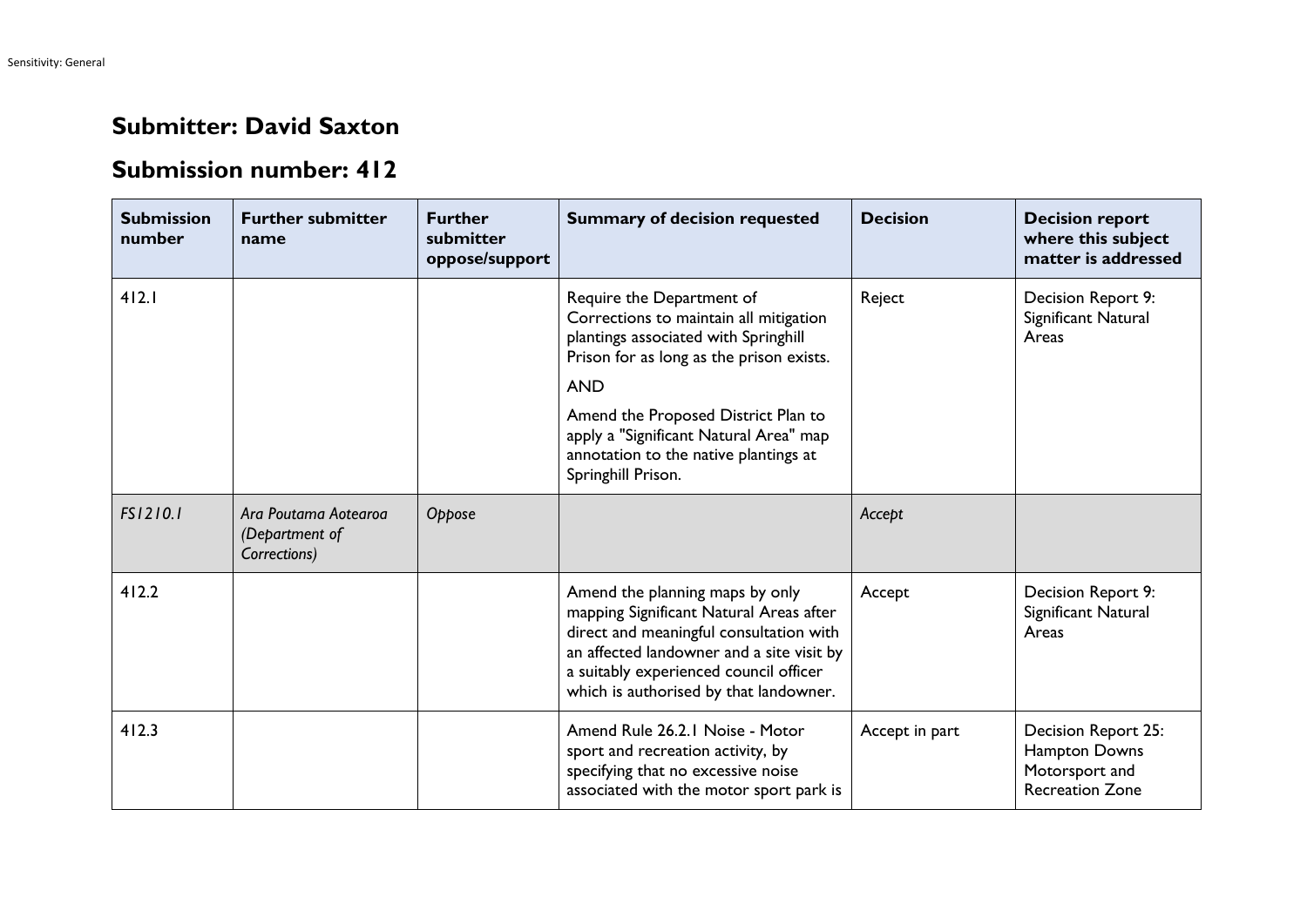# Submitter: David Saxton

# Submission number: 412

| Submission number | Further submitter name | Further submitter oppose/support | Summary of decision requested | Decision | Decision report where this subject matter is addressed |
|---|---|---|---|---|---|
| 412.1 | | | Require the Department of Corrections to maintain all mitigation plantings associated with Springhill Prison for as long as the prison exists.<br><br>AND<br><br>Amend the Proposed District Plan to apply a "Significant Natural Area" map annotation to the native plantings at Springhill Prison. | Reject | Decision Report 9: Significant Natural Areas |
| *FS1210.1* | *Ara Poutama Aotearoa (Department of Corrections)* | *Oppose* | | *Accept* | |
| 412.2 | | | Amend the planning maps by only mapping Significant Natural Areas after direct and meaningful consultation with an affected landowner and a site visit by a suitably experienced council officer which is authorised by that landowner. | Accept | Decision Report 9: Significant Natural Areas |
| 412.3 | | | Amend Rule 26.2.1 Noise - Motor sport and recreation activity, by specifying that no excessive noise associated with the motor sport park is | Accept in part | Decision Report 25: Hampton Downs Motorsport and Recreation Zone |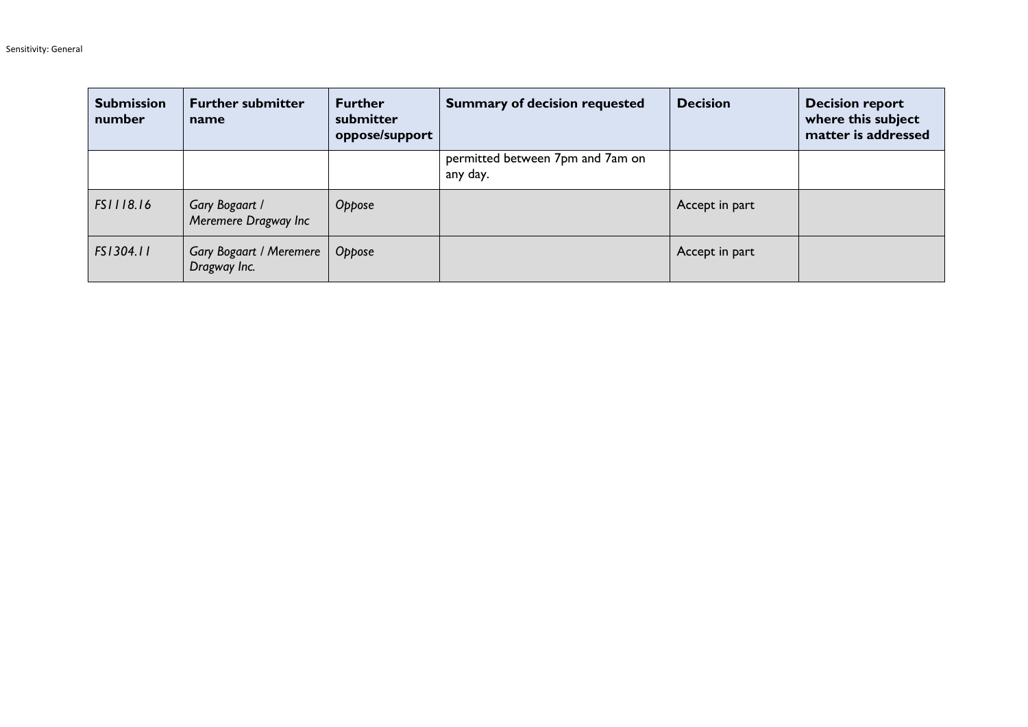| Submission number | Further submitter name | Further submitter oppose/support | Summary of decision requested | Decision | Decision report where this subject matter is addressed |
|---|---|---|---|---|---|
| | | | permitted between 7pm and 7am on any day. | | |
| *FS1118.16* | *Gary Bogaart / Meremere Dragway Inc* | *Oppose* | | Accept in part | |
| *FS1304.11* | *Gary Bogaart / Meremere Dragway Inc.* | *Oppose* | | Accept in part | |